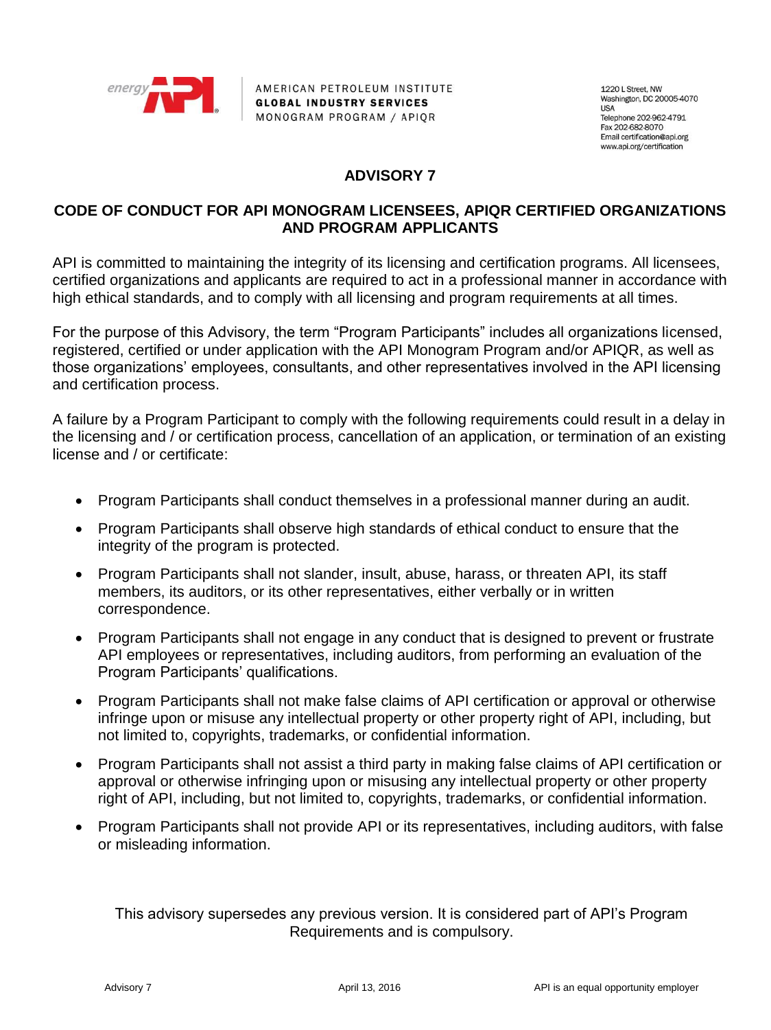AMERICAN PETROLEUM INSTITUTE
**GLOBAL INDUSTRY SERVICES**
MONOGRAM PROGRAM / APIQR

1220 L Street, NW
Washington, DC 20005-4070
USA
Telephone 202-962-4791
Fax 202-682-8070
Email certification@api.org
www.api.org/certification

# ADVISORY 7

## CODE OF CONDUCT FOR API MONOGRAM LICENSEES, APIQR CERTIFIED ORGANIZATIONS AND PROGRAM APPLICANTS

API is committed to maintaining the integrity of its licensing and certification programs. All licensees, certified organizations and applicants are required to act in a professional manner in accordance with high ethical standards, and to comply with all licensing and program requirements at all times.

For the purpose of this Advisory, the term "Program Participants" includes all organizations licensed, registered, certified or under application with the API Monogram Program and/or APIQR, as well as those organizations' employees, consultants, and other representatives involved in the API licensing and certification process.

A failure by a Program Participant to comply with the following requirements could result in a delay in the licensing and / or certification process, cancellation of an application, or termination of an existing license and / or certificate:

- Program Participants shall conduct themselves in a professional manner during an audit.
- Program Participants shall observe high standards of ethical conduct to ensure that the integrity of the program is protected.
- Program Participants shall not slander, insult, abuse, harass, or threaten API, its staff members, its auditors, or its other representatives, either verbally or in written correspondence.
- Program Participants shall not engage in any conduct that is designed to prevent or frustrate API employees or representatives, including auditors, from performing an evaluation of the Program Participants' qualifications.
- Program Participants shall not make false claims of API certification or approval or otherwise infringe upon or misuse any intellectual property or other property right of API, including, but not limited to, copyrights, trademarks, or confidential information.
- Program Participants shall not assist a third party in making false claims of API certification or approval or otherwise infringing upon or misusing any intellectual property or other property right of API, including, but not limited to, copyrights, trademarks, or confidential information.
- Program Participants shall not provide API or its representatives, including auditors, with false or misleading information.

This advisory supersedes any previous version. It is considered part of API's Program Requirements and is compulsory.

Advisory 7 April 13, 2016 API is an equal opportunity employer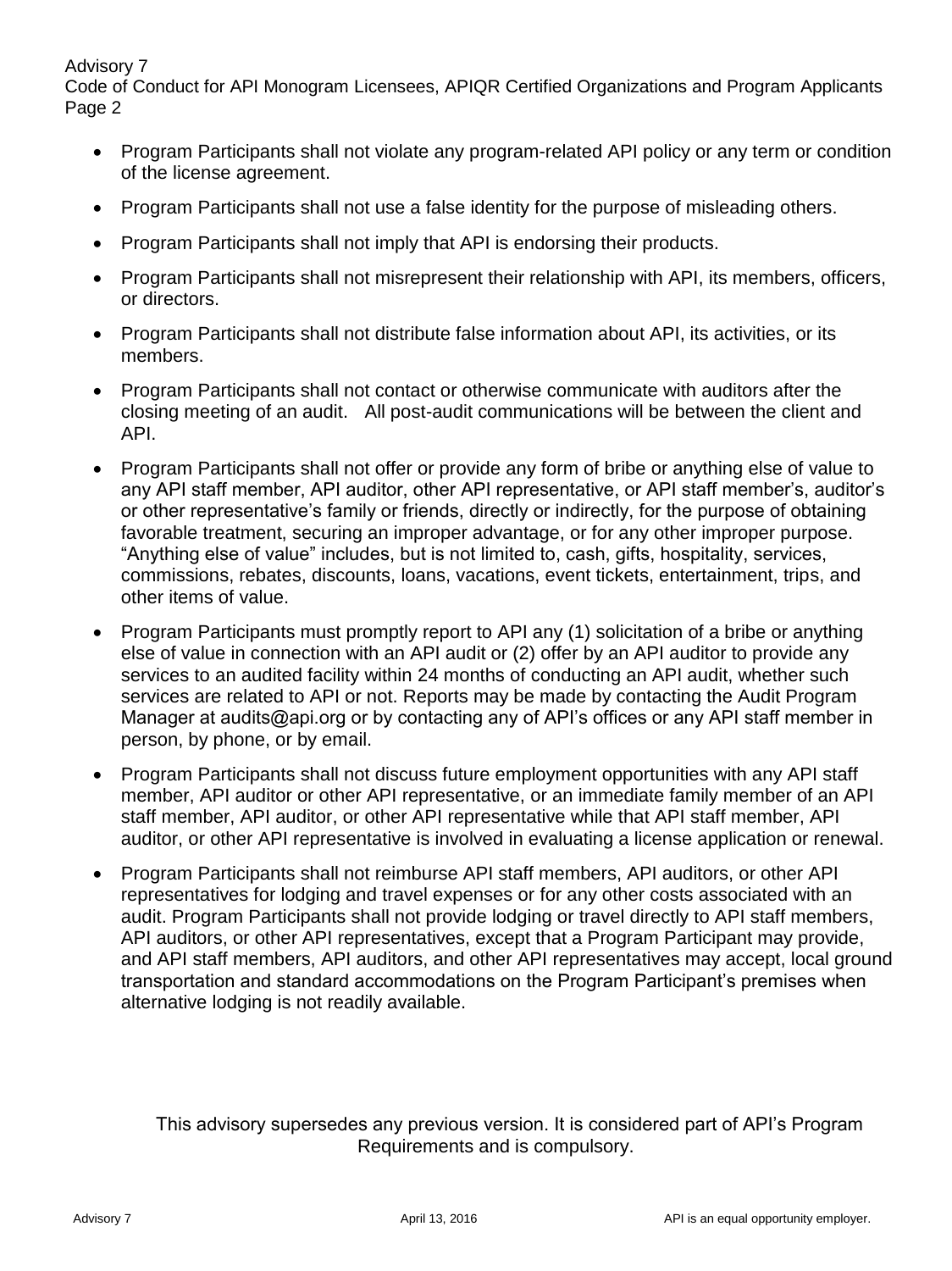- Program Participants shall not violate any program-related API policy or any term or condition of the license agreement.
- Program Participants shall not use a false identity for the purpose of misleading others.
- Program Participants shall not imply that API is endorsing their products.
- Program Participants shall not misrepresent their relationship with API, its members, officers, or directors.
- Program Participants shall not distribute false information about API, its activities, or its members.
- Program Participants shall not contact or otherwise communicate with auditors after the closing meeting of an audit. All post-audit communications will be between the client and API.
- Program Participants shall not offer or provide any form of bribe or anything else of value to any API staff member, API auditor, other API representative, or API staff member's, auditor's or other representative's family or friends, directly or indirectly, for the purpose of obtaining favorable treatment, securing an improper advantage, or for any other improper purpose. "Anything else of value" includes, but is not limited to, cash, gifts, hospitality, services, commissions, rebates, discounts, loans, vacations, event tickets, entertainment, trips, and other items of value.
- Program Participants must promptly report to API any (1) solicitation of a bribe or anything else of value in connection with an API audit or (2) offer by an API auditor to provide any services to an audited facility within 24 months of conducting an API audit, whether such services are related to API or not. Reports may be made by contacting the Audit Program Manager at audits@api.org or by contacting any of API's offices or any API staff member in person, by phone, or by email.
- Program Participants shall not discuss future employment opportunities with any API staff member, API auditor or other API representative, or an immediate family member of an API staff member, API auditor, or other API representative while that API staff member, API auditor, or other API representative is involved in evaluating a license application or renewal.
- Program Participants shall not reimburse API staff members, API auditors, or other API representatives for lodging and travel expenses or for any other costs associated with an audit. Program Participants shall not provide lodging or travel directly to API staff members, API auditors, or other API representatives, except that a Program Participant may provide, and API staff members, API auditors, and other API representatives may accept, local ground transportation and standard accommodations on the Program Participant's premises when alternative lodging is not readily available.

This advisory supersedes any previous version. It is considered part of API's Program Requirements and is compulsory.